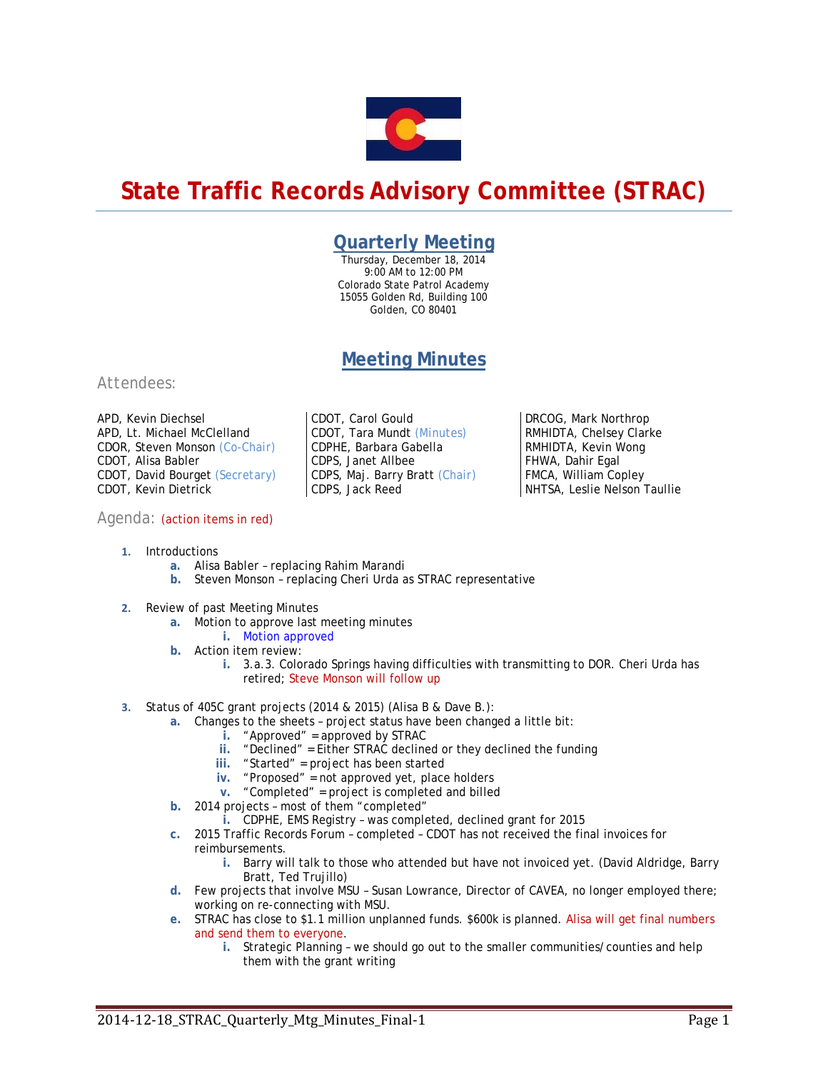# State Traffic Records Advisory Committee (STRAC)

## Quarterly Meeting

Thursday, December 18, 2014
9:00 AM to 12:00 PM
Colorado State Patrol Academy
15055 Golden Rd, Building 100
Golden, CO 80401

## Meeting Minutes

### Attendees:

APD, Kevin Diechsel
APD, Lt. Michael McClelland
CDOR, Steven Monson (Co-Chair)
CDOT, Alisa Babler
CDOT, David Bourget (Secretary)
CDOT, Kevin Dietrick
CDOT, Carol Gould
CDOT, Tara Mundt (Minutes)
CDPHE, Barbara Gabella
CDPS, Janet Allbee
CDPS, Maj. Barry Bratt (Chair)
CDPS, Jack Reed
DRCOG, Mark Northrop
RMHIDTA, Chelsey Clarke
RMHIDTA, Kevin Wong
FHWA, Dahir Egal
FMCA, William Copley
NHTSA, Leslie Nelson Taullie

### Agenda: (action items in red)

1. Introductions
   a. Alisa Babler – replacing Rahim Marandi
   b. Steven Monson – replacing Cheri Urda as STRAC representative
2. Review of past Meeting Minutes
   a. Motion to approve last meeting minutes
      i. Motion approved
   b. Action item review:
      i. 3.a.3. Colorado Springs having difficulties with transmitting to DOR. Cheri Urda has retired; Steve Monson will follow up
3. Status of 405C grant projects (2014 & 2015) (Alisa B & Dave B.):
   a. Changes to the sheets – project status have been changed a little bit:
      i. "Approved" = approved by STRAC
      ii. "Declined" = Either STRAC declined or they declined the funding
      iii. "Started" = project has been started
      iv. "Proposed" = not approved yet, place holders
      v. "Completed" = project is completed and billed
   b. 2014 projects – most of them "completed"
      i. CDPHE, EMS Registry – was completed, declined grant for 2015
   c. 2015 Traffic Records Forum – completed – CDOT has not received the final invoices for reimbursements.
      i. Barry will talk to those who attended but have not invoiced yet. (David Aldridge, Barry Bratt, Ted Trujillo)
   d. Few projects that involve MSU – Susan Lowrance, Director of CAVEA, no longer employed there; working on re-connecting with MSU.
   e. STRAC has close to $1.1 million unplanned funds. $600k is planned. Alisa will get final numbers and send them to everyone.
      i. Strategic Planning – we should go out to the smaller communities/counties and help them with the grant writing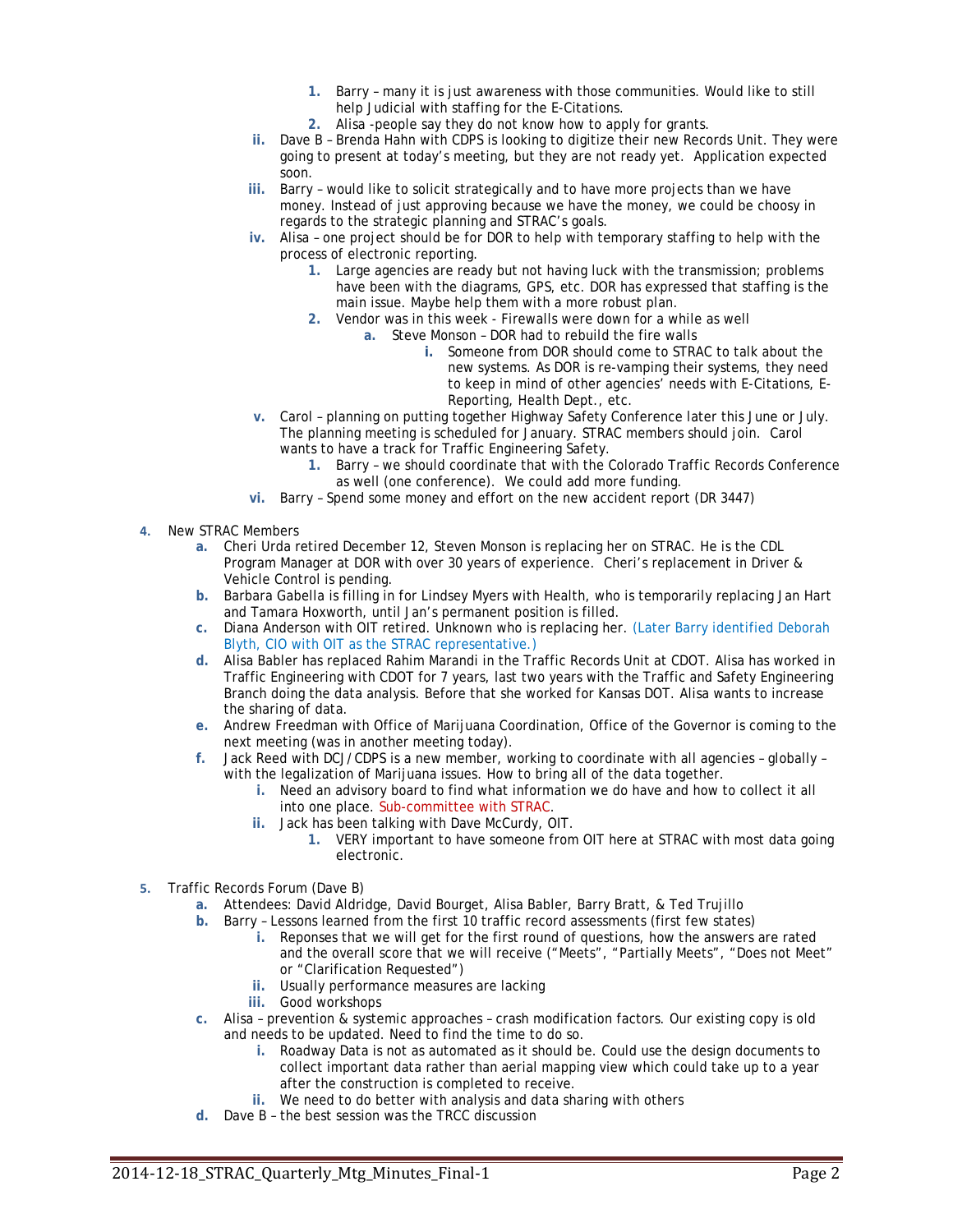1. Barry – many it is just awareness with those communities. Would like to still help Judicial with staffing for the E-Citations.
2. Alisa -people say they do not know how to apply for grants.

ii. Dave B – Brenda Hahn with CDPS is looking to digitize their new Records Unit. They were going to present at today's meeting, but they are not ready yet. Application expected soon.

iii. Barry – would like to solicit strategically and to have more projects than we have money. Instead of just approving because we have the money, we could be choosy in regards to the strategic planning and STRAC's goals.

iv. Alisa – one project should be for DOR to help with temporary staffing to help with the process of electronic reporting.

1. Large agencies are ready but not having luck with the transmission; problems have been with the diagrams, GPS, etc. DOR has expressed that staffing is the main issue. Maybe help them with a more robust plan.
2. Vendor was in this week - Firewalls were down for a while as well
   a. Steve Monson – DOR had to rebuild the fire walls
      i. Someone from DOR should come to STRAC to talk about the new systems. As DOR is re-vamping their systems, they need to keep in mind of other agencies' needs with E-Citations, E-Reporting, Health Dept., etc.

v. Carol – planning on putting together Highway Safety Conference later this June or July. The planning meeting is scheduled for January. STRAC members should join. Carol wants to have a track for Traffic Engineering Safety.

1. Barry – we should coordinate that with the Colorado Traffic Records Conference as well (one conference). We could add more funding.

vi. Barry – Spend some money and effort on the new accident report (DR 3447)

4. New STRAC Members
   a. Cheri Urda retired December 12, Steven Monson is replacing her on STRAC. He is the CDL Program Manager at DOR with over 30 years of experience. Cheri's replacement in Driver & Vehicle Control is pending.
   b. Barbara Gabella is filling in for Lindsey Myers with Health, who is temporarily replacing Jan Hart and Tamara Hoxworth, until Jan's permanent position is filled.
   c. Diana Anderson with OIT retired. Unknown who is replacing her. (Later Barry identified Deborah Blyth, CIO with OIT as the STRAC representative.)
   d. Alisa Babler has replaced Rahim Marandi in the Traffic Records Unit at CDOT. Alisa has worked in Traffic Engineering with CDOT for 7 years, last two years with the Traffic and Safety Engineering Branch doing the data analysis. Before that she worked for Kansas DOT. Alisa wants to increase the sharing of data.
   e. Andrew Freedman with Office of Marijuana Coordination, Office of the Governor is coming to the next meeting (was in another meeting today).
   f. Jack Reed with DCJ/CDPS is a new member, working to coordinate with all agencies – globally – with the legalization of Marijuana issues. How to bring all of the data together.
      i. Need an advisory board to find what information we do have and how to collect it all into one place. Sub-committee with STRAC.
      ii. Jack has been talking with Dave McCurdy, OIT.
         1. VERY important to have someone from OIT here at STRAC with most data going electronic.

5. Traffic Records Forum (Dave B)
   a. Attendees: David Aldridge, David Bourget, Alisa Babler, Barry Bratt, & Ted Trujillo
   b. Barry – Lessons learned from the first 10 traffic record assessments (first few states)
      i. Reponses that we will get for the first round of questions, how the answers are rated and the overall score that we will receive ("Meets", "Partially Meets", "Does not Meet" or "Clarification Requested")
      ii. Usually performance measures are lacking
      iii. Good workshops
   c. Alisa – prevention & systemic approaches – crash modification factors. Our existing copy is old and needs to be updated. Need to find the time to do so.
      i. Roadway Data is not as automated as it should be. Could use the design documents to collect important data rather than aerial mapping view which could take up to a year after the construction is completed to receive.
      ii. We need to do better with analysis and data sharing with others
   d. Dave B – the best session was the TRCC discussion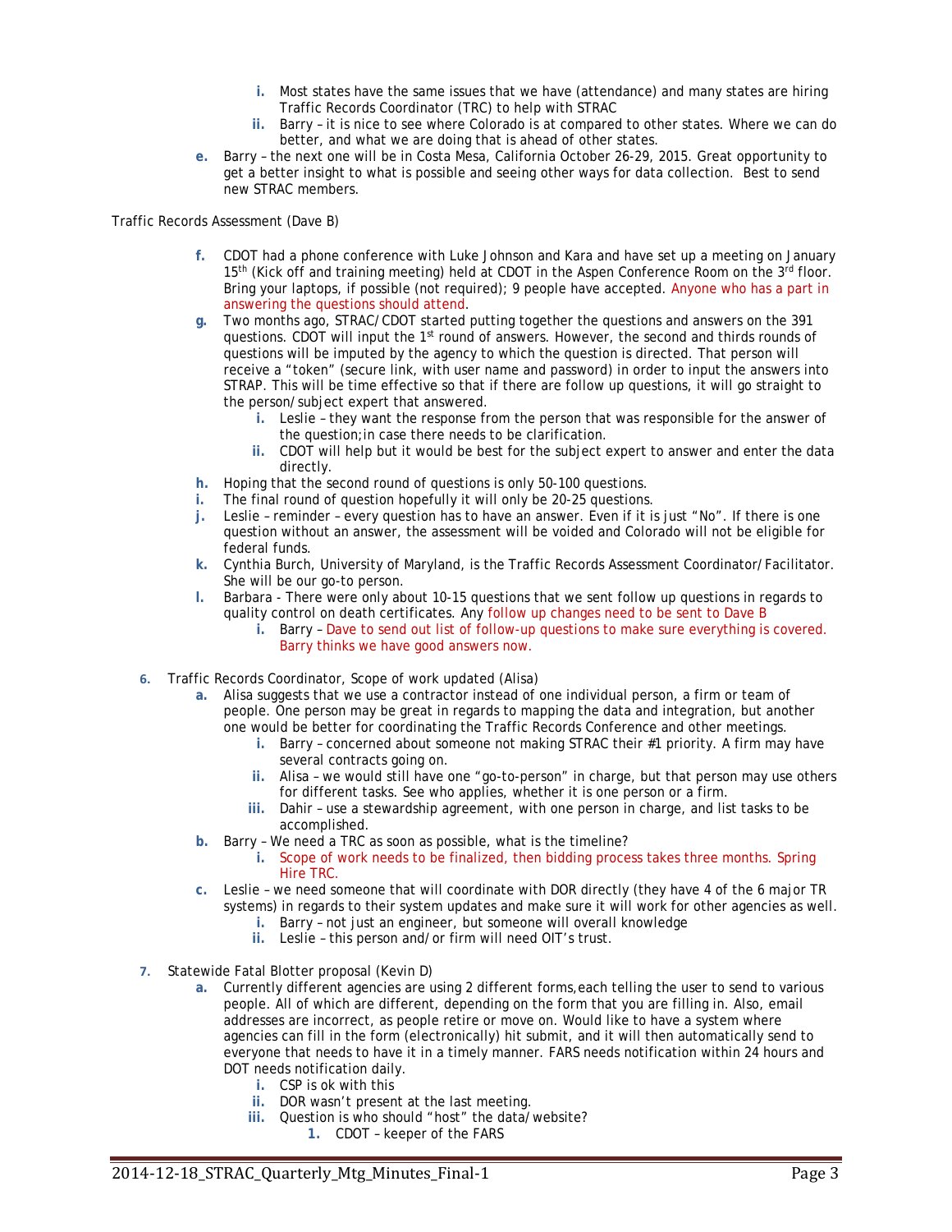i. Most states have the same issues that we have (attendance) and many states are hiring Traffic Records Coordinator (TRC) to help with STRAC
   ii. Barry – it is nice to see where Colorado is at compared to other states. Where we can do better, and what we are doing that is ahead of other states.
e. Barry – the next one will be in Costa Mesa, California October 26-29, 2015. Great opportunity to get a better insight to what is possible and seeing other ways for data collection. Best to send new STRAC members.

Traffic Records Assessment (Dave B)

f. CDOT had a phone conference with Luke Johnson and Kara and have set up a meeting on January 15th (Kick off and training meeting) held at CDOT in the Aspen Conference Room on the 3rd floor. Bring your laptops, if possible (not required); 9 people have accepted. Anyone who has a part in answering the questions should attend.
g. Two months ago, STRAC/CDOT started putting together the questions and answers on the 391 questions. CDOT will input the 1st round of answers. However, the second and thirds rounds of questions will be imputed by the agency to which the question is directed. That person will receive a "token" (secure link, with user name and password) in order to input the answers into STRAP. This will be time effective so that if there are follow up questions, it will go straight to the person/subject expert that answered.
   i. Leslie – they want the response from the person that was responsible for the answer of the question;in case there needs to be clarification.
   ii. CDOT will help but it would be best for the subject expert to answer and enter the data directly.
h. Hoping that the second round of questions is only 50-100 questions.
i. The final round of question hopefully it will only be 20-25 questions.
j. Leslie – reminder – every question has to have an answer. Even if it is just "No". If there is one question without an answer, the assessment will be voided and Colorado will not be eligible for federal funds.
k. Cynthia Burch, University of Maryland, is the Traffic Records Assessment Coordinator/Facilitator. She will be our go-to person.
l. Barbara - There were only about 10-15 questions that we sent follow up questions in regards to quality control on death certificates. Any follow up changes need to be sent to Dave B
   i. Barry – Dave to send out list of follow-up questions to make sure everything is covered. Barry thinks we have good answers now.

6. Traffic Records Coordinator, Scope of work updated (Alisa)
   a. Alisa suggests that we use a contractor instead of one individual person, a firm or team of people. One person may be great in regards to mapping the data and integration, but another one would be better for coordinating the Traffic Records Conference and other meetings.
      i. Barry – concerned about someone not making STRAC their #1 priority. A firm may have several contracts going on.
      ii. Alisa – we would still have one "go-to-person" in charge, but that person may use others for different tasks. See who applies, whether it is one person or a firm.
      iii. Dahir – use a stewardship agreement, with one person in charge, and list tasks to be accomplished.
   b. Barry – We need a TRC as soon as possible, what is the timeline?
      i. Scope of work needs to be finalized, then bidding process takes three months. Spring Hire TRC.
   c. Leslie – we need someone that will coordinate with DOR directly (they have 4 of the 6 major TR systems) in regards to their system updates and make sure it will work for other agencies as well.
      i. Barry – not just an engineer, but someone will overall knowledge
      ii. Leslie – this person and/or firm will need OIT's trust.

7. Statewide Fatal Blotter proposal (Kevin D)
   a. Currently different agencies are using 2 different forms,each telling the user to send to various people. All of which are different, depending on the form that you are filling in. Also, email addresses are incorrect, as people retire or move on. Would like to have a system where agencies can fill in the form (electronically) hit submit, and it will then automatically send to everyone that needs to have it in a timely manner. FARS needs notification within 24 hours and DOT needs notification daily.
      i. CSP is ok with this
      ii. DOR wasn't present at the last meeting.
      iii. Question is who should "host" the data/website?
         1. CDOT – keeper of the FARS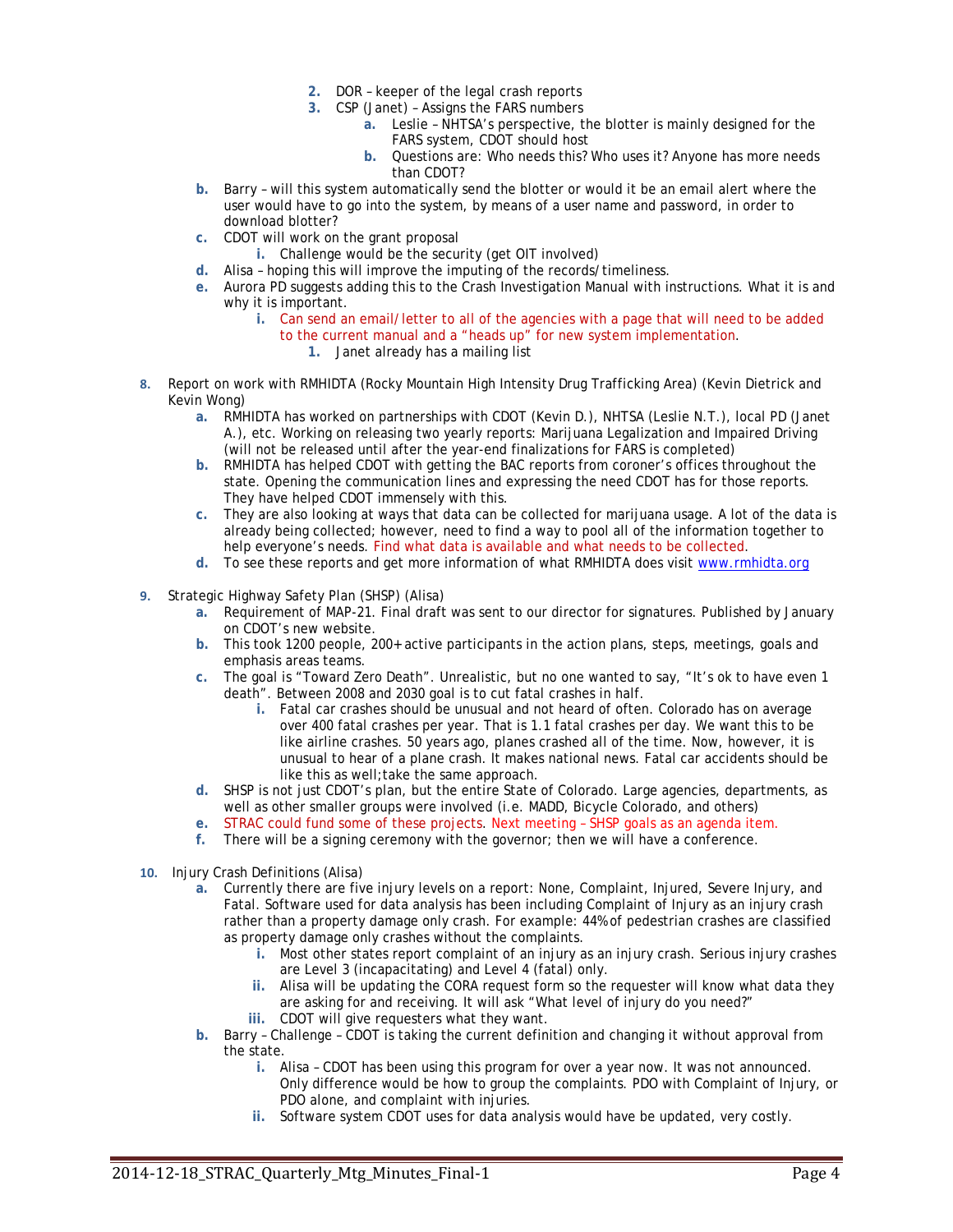2. DOR – keeper of the legal crash reports
3. CSP (Janet) – Assigns the FARS numbers
   a. Leslie – NHTSA's perspective, the blotter is mainly designed for the FARS system, CDOT should host
   b. Questions are: Who needs this? Who uses it? Anyone has more needs than CDOT?

b. Barry – will this system automatically send the blotter or would it be an email alert where the user would have to go into the system, by means of a user name and password, in order to download blotter?

c. CDOT will work on the grant proposal
   i. Challenge would be the security (get OIT involved)

d. Alisa – hoping this will improve the imputing of the records/timeliness.

e. Aurora PD suggests adding this to the Crash Investigation Manual with instructions. What it is and why it is important.
   i. Can send an email/letter to all of the agencies with a page that will need to be added to the current manual and a "heads up" for new system implementation.
      1. Janet already has a mailing list

8. Report on work with RMHIDTA (Rocky Mountain High Intensity Drug Trafficking Area) (Kevin Dietrick and Kevin Wong)
   a. RMHIDTA has worked on partnerships with CDOT (Kevin D.), NHTSA (Leslie N.T.), local PD (Janet A.), etc. Working on releasing two yearly reports: Marijuana Legalization and Impaired Driving (will not be released until after the year-end finalizations for FARS is completed)
   b. RMHIDTA has helped CDOT with getting the BAC reports from coroner's offices throughout the state. Opening the communication lines and expressing the need CDOT has for those reports. They have helped CDOT immensely with this.
   c. They are also looking at ways that data can be collected for marijuana usage. A lot of the data is already being collected; however, need to find a way to pool all of the information together to help everyone's needs. Find what data is available and what needs to be collected.
   d. To see these reports and get more information of what RMHIDTA does visit www.rmhidta.org

9. Strategic Highway Safety Plan (SHSP) (Alisa)
   a. Requirement of MAP-21. Final draft was sent to our director for signatures. Published by January on CDOT's new website.
   b. This took 1200 people, 200+ active participants in the action plans, steps, meetings, goals and emphasis areas teams.
   c. The goal is "Toward Zero Death". Unrealistic, but no one wanted to say, "It's ok to have even 1 death". Between 2008 and 2030 goal is to cut fatal crashes in half.
      i. Fatal car crashes should be unusual and not heard of often. Colorado has on average over 400 fatal crashes per year. That is 1.1 fatal crashes per day. We want this to be like airline crashes. 50 years ago, planes crashed all of the time. Now, however, it is unusual to hear of a plane crash. It makes national news. Fatal car accidents should be like this as well;take the same approach.
   d. SHSP is not just CDOT's plan, but the entire State of Colorado. Large agencies, departments, as well as other smaller groups were involved (i.e. MADD, Bicycle Colorado, and others)
   e. STRAC could fund some of these projects. Next meeting – SHSP goals as an agenda item.
   f. There will be a signing ceremony with the governor; then we will have a conference.

10. Injury Crash Definitions (Alisa)
   a. Currently there are five injury levels on a report: None, Complaint, Injured, Severe Injury, and Fatal. Software used for data analysis has been including Complaint of Injury as an injury crash rather than a property damage only crash. For example: 44% of pedestrian crashes are classified as property damage only crashes without the complaints.
      i. Most other states report complaint of an injury as an injury crash. Serious injury crashes are Level 3 (incapacitating) and Level 4 (fatal) only.
      ii. Alisa will be updating the CORA request form so the requester will know what data they are asking for and receiving. It will ask "What level of injury do you need?"
      iii. CDOT will give requesters what they want.
   b. Barry – Challenge – CDOT is taking the current definition and changing it without approval from the state.
      i. Alisa – CDOT has been using this program for over a year now. It was not announced. Only difference would be how to group the complaints. PDO with Complaint of Injury, or PDO alone, and complaint with injuries.
      ii. Software system CDOT uses for data analysis would have be updated, very costly.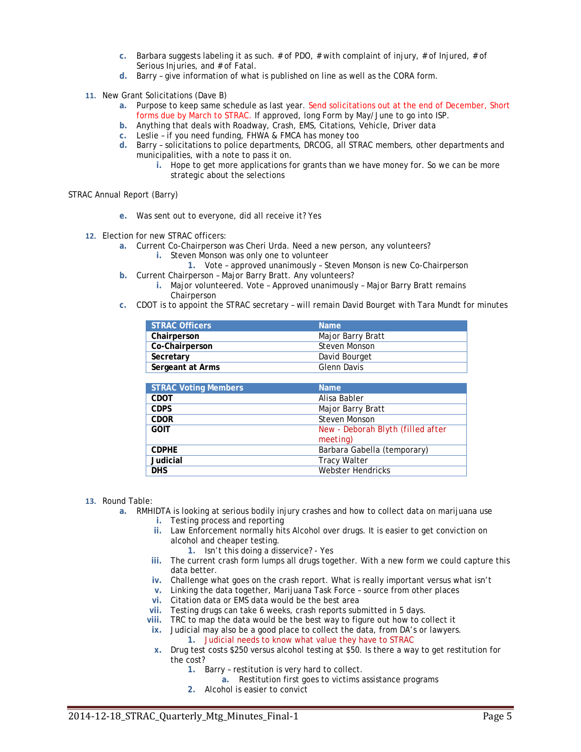c. Barbara suggests labeling it as such. # of PDO, # with complaint of injury, # of Injured, # of Serious Injuries, and # of Fatal.
   d. Barry – give information of what is published on line as well as the CORA form.

11. New Grant Solicitations (Dave B)
    a. Purpose to keep same schedule as last year. Send solicitations out at the end of December, Short forms due by March to STRAC. If approved, long Form by May/June to go into ISP.
    b. Anything that deals with Roadway, Crash, EMS, Citations, Vehicle, Driver data
    c. Leslie – if you need funding, FHWA & FMCA has money too
    d. Barry – solicitations to police departments, DRCOG, all STRAC members, other departments and municipalities, with a note to pass it on.
        i. Hope to get more applications for grants than we have money for. So we can be more strategic about the selections

STRAC Annual Report (Barry)

   e. Was sent out to everyone, did all receive it? Yes

12. Election for new STRAC officers:
    a. Current Co-Chairperson was Cheri Urda. Need a new person, any volunteers?
        i. Steven Monson was only one to volunteer
            1. Vote – approved unanimously – Steven Monson is new Co-Chairperson
    b. Current Chairperson – Major Barry Bratt. Any volunteers?
        i. Major volunteered. Vote – Approved unanimously – Major Barry Bratt remains Chairperson
    c. CDOT is to appoint the STRAC secretary – will remain David Bourget with Tara Mundt for minutes

| STRAC Officers | Name |
|---|---|
| **Chairperson** | Major Barry Bratt |
| **Co-Chairperson** | Steven Monson |
| **Secretary** | David Bourget |
| **Sergeant at Arms** | Glenn Davis |

| STRAC Voting Members | Name |
|---|---|
| **CDOT** | Alisa Babler |
| **CDPS** | Major Barry Bratt |
| **CDOR** | Steven Monson |
| **GOIT** | New - Deborah Blyth (filled after meeting) |
| **CDPHE** | Barbara Gabella (temporary) |
| **Judicial** | Tracy Walter |
| **DHS** | Webster Hendricks |

13. Round Table:
    a. RMHIDTA is looking at serious bodily injury crashes and how to collect data on marijuana use
        i. Testing process and reporting
        ii. Law Enforcement normally hits Alcohol over drugs. It is easier to get conviction on alcohol and cheaper testing.
            1. Isn't this doing a disservice? - Yes
        iii. The current crash form lumps all drugs together. With a new form we could capture this data better.
        iv. Challenge what goes on the crash report. What is really important versus what isn't
        v. Linking the data together, Marijuana Task Force – source from other places
        vi. Citation data or EMS data would be the best area
        vii. Testing drugs can take 6 weeks, crash reports submitted in 5 days.
        viii. TRC to map the data would be the best way to figure out how to collect it
        ix. Judicial may also be a good place to collect the data, from DA's or lawyers.
            1. Judicial needs to know what value they have to STRAC
        x. Drug test costs $250 versus alcohol testing at $50. Is there a way to get restitution for the cost?
            1. Barry – restitution is very hard to collect.
                a. Restitution first goes to victims assistance programs
            2. Alcohol is easier to convict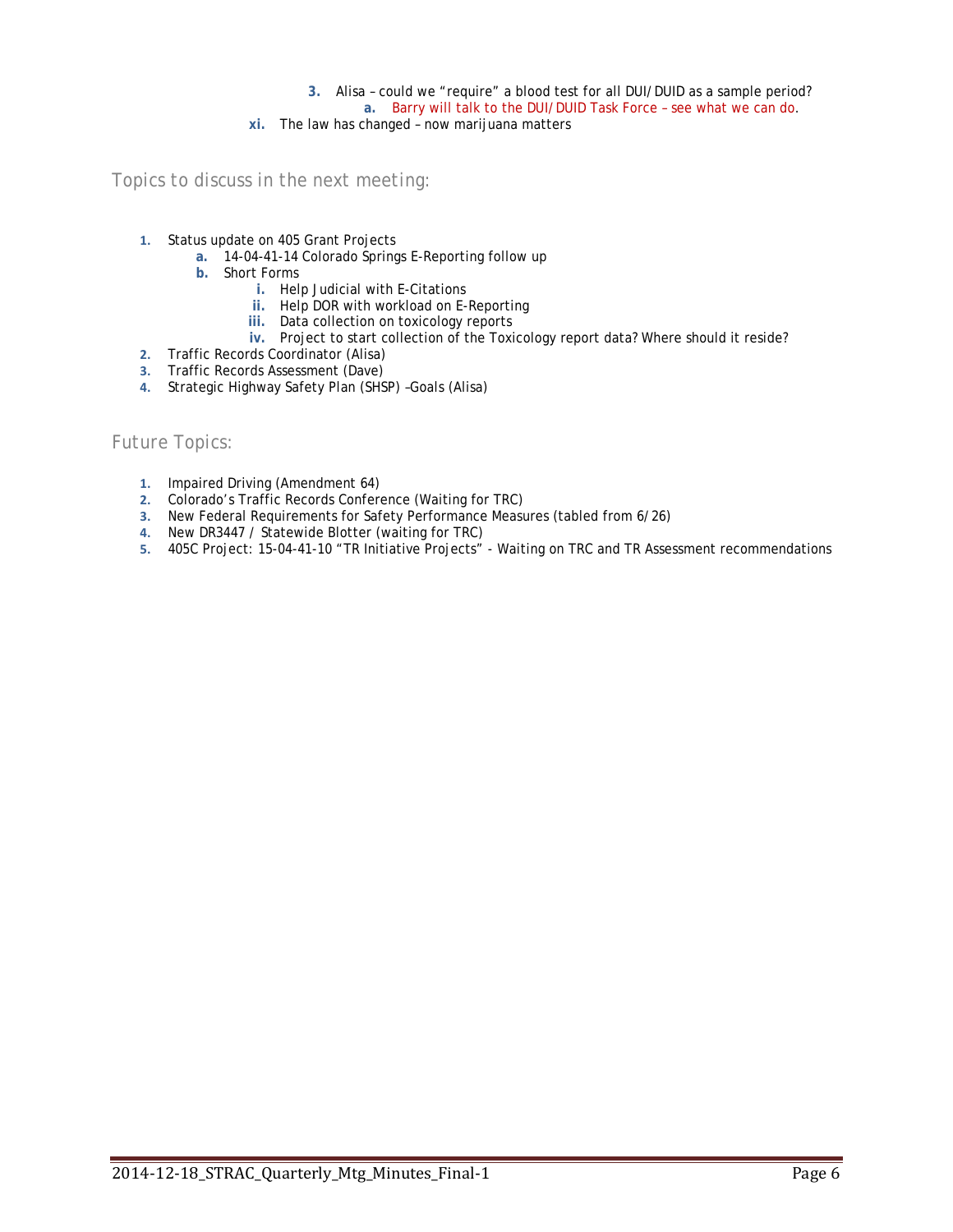3. Alisa – could we "require" a blood test for all DUI/DUID as a sample period?
    a. Barry will talk to the DUI/DUID Task Force – see what we can do.

xi. The law has changed – now marijuana matters

## Topics to discuss in the next meeting:

1. Status update on 405 Grant Projects
    a. 14-04-41-14 Colorado Springs E-Reporting follow up
    b. Short Forms
        i. Help Judicial with E-Citations
        ii. Help DOR with workload on E-Reporting
        iii. Data collection on toxicology reports
        iv. Project to start collection of the Toxicology report data? Where should it reside?
2. Traffic Records Coordinator (Alisa)
3. Traffic Records Assessment (Dave)
4. Strategic Highway Safety Plan (SHSP) –Goals (Alisa)

## Future Topics:

1. Impaired Driving (Amendment 64)
2. Colorado's Traffic Records Conference (Waiting for TRC)
3. New Federal Requirements for Safety Performance Measures (tabled from 6/26)
4. New DR3447 / Statewide Blotter (waiting for TRC)
5. 405C Project: 15-04-41-10 "TR Initiative Projects" - Waiting on TRC and TR Assessment recommendations